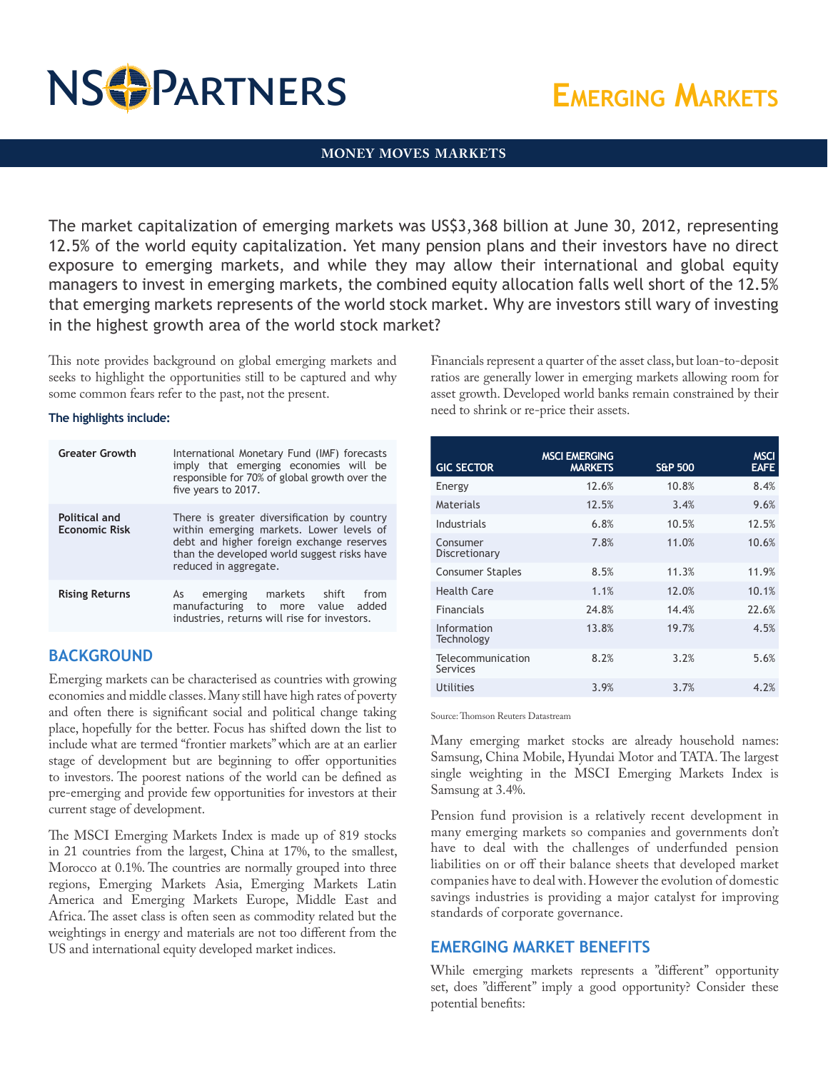# NS PARTNERS

# EMERGING MARKETS

## MONEY MOVES MARKETS

The market capitalization of emerging markets was US$3,368 billion at June 30, 2012, representing 12.5% of the world equity capitalization. Yet many pension plans and their investors have no direct exposure to emerging markets, and while they may allow their international and global equity managers to invest in emerging markets, the combined equity allocation falls well short of the 12.5% that emerging markets represents of the world stock market. Why are investors still wary of investing in the highest growth area of the world stock market?

This note provides background on global emerging markets and seeks to highlight the opportunities still to be captured and why some common fears refer to the past, not the present.

**The highlights include:**

| | |
|---|---|
| **Greater Growth** | International Monetary Fund (IMF) forecasts imply that emerging economies will be responsible for 70% of global growth over the five years to 2017. |
| **Political and Economic Risk** | There is greater diversification by country within emerging markets. Lower levels of debt and higher foreign exchange reserves than the developed world suggest risks have reduced in aggregate. |
| **Rising Returns** | As emerging markets shift from manufacturing to more value added industries, returns will rise for investors. |

## BACKGROUND

Emerging markets can be characterised as countries with growing economies and middle classes. Many still have high rates of poverty and often there is significant social and political change taking place, hopefully for the better. Focus has shifted down the list to include what are termed "frontier markets" which are at an earlier stage of development but are beginning to offer opportunities to investors. The poorest nations of the world can be defined as pre-emerging and provide few opportunities for investors at their current stage of development.

The MSCI Emerging Markets Index is made up of 819 stocks in 21 countries from the largest, China at 17%, to the smallest, Morocco at 0.1%. The countries are normally grouped into three regions, Emerging Markets Asia, Emerging Markets Latin America and Emerging Markets Europe, Middle East and Africa. The asset class is often seen as commodity related but the weightings in energy and materials are not too different from the US and international equity developed market indices.

Financials represent a quarter of the asset class, but loan-to-deposit ratios are generally lower in emerging markets allowing room for asset growth. Developed world banks remain constrained by their need to shrink or re-price their assets.

| GIC SECTOR | MSCI EMERGING MARKETS | S&P 500 | MSCI EAFE |
|---|---|---|---|
| Energy | 12.6% | 10.8% | 8.4% |
| Materials | 12.5% | 3.4% | 9.6% |
| Industrials | 6.8% | 10.5% | 12.5% |
| Consumer Discretionary | 7.8% | 11.0% | 10.6% |
| Consumer Staples | 8.5% | 11.3% | 11.9% |
| Health Care | 1.1% | 12.0% | 10.1% |
| Financials | 24.8% | 14.4% | 22.6% |
| Information Technology | 13.8% | 19.7% | 4.5% |
| Telecommunication Services | 8.2% | 3.2% | 5.6% |
| Utilities | 3.9% | 3.7% | 4.2% |

Source: Thomson Reuters Datastream

Many emerging market stocks are already household names: Samsung, China Mobile, Hyundai Motor and TATA. The largest single weighting in the MSCI Emerging Markets Index is Samsung at 3.4%.

Pension fund provision is a relatively recent development in many emerging markets so companies and governments don't have to deal with the challenges of underfunded pension liabilities on or off their balance sheets that developed market companies have to deal with. However the evolution of domestic savings industries is providing a major catalyst for improving standards of corporate governance.

## EMERGING MARKET BENEFITS

While emerging markets represents a "different" opportunity set, does "different" imply a good opportunity? Consider these potential benefits: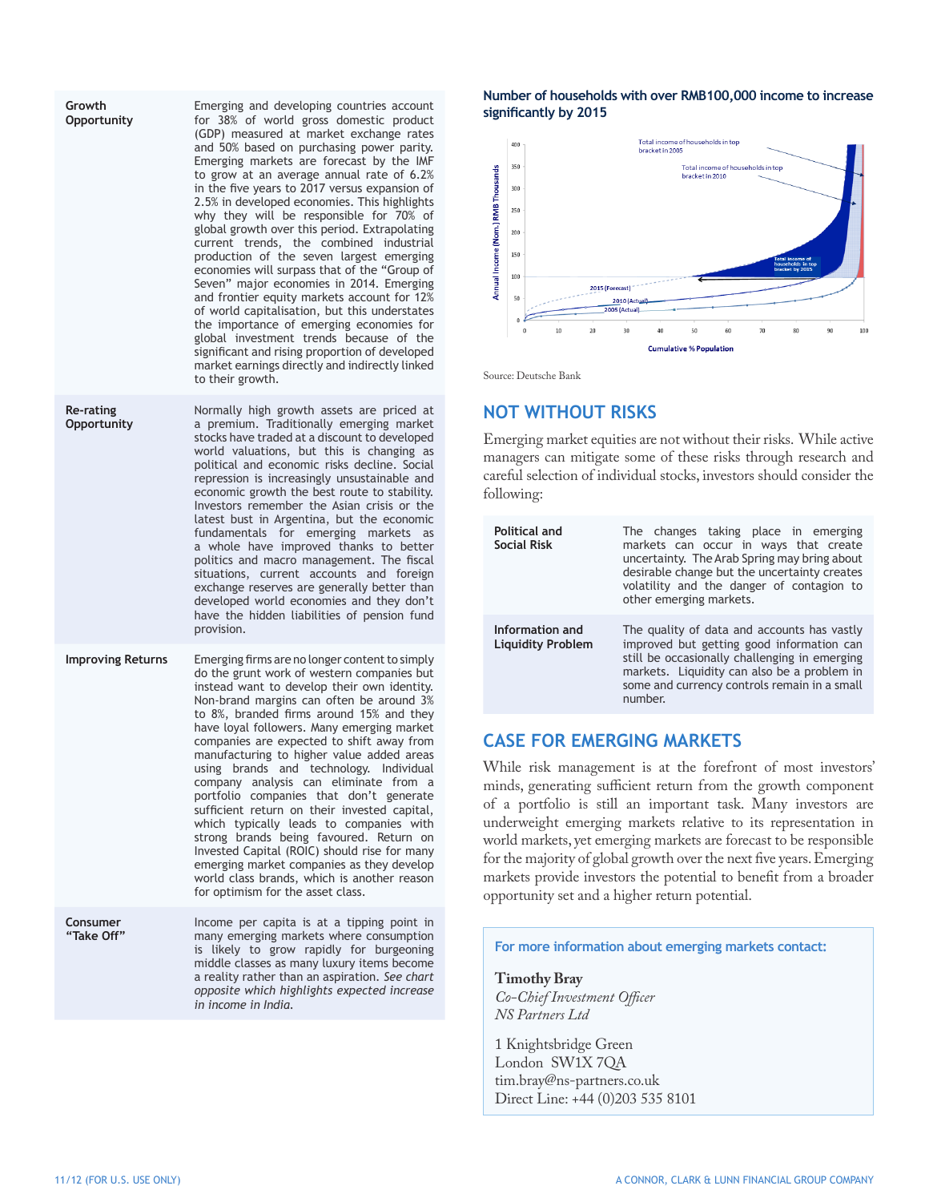| | |
|---|---|
| **Growth Opportunity** | Emerging and developing countries account for 38% of world gross domestic product (GDP) measured at market exchange rates and 50% based on purchasing power parity. Emerging markets are forecast by the IMF to grow at an average annual rate of 6.2% in the five years to 2017 versus expansion of 2.5% in developed economies. This highlights why they will be responsible for 70% of global growth over this period. Extrapolating current trends, the combined industrial production of the seven largest emerging economies will surpass that of the "Group of Seven" major economies in 2014. Emerging and frontier equity markets account for 12% of world capitalisation, but this understates the importance of emerging economies for global investment trends because of the significant and rising proportion of developed market earnings directly and indirectly linked to their growth. |
| **Re-rating Opportunity** | Normally high growth assets are priced at a premium. Traditionally emerging market stocks have traded at a discount to developed world valuations, but this is changing as political and economic risks decline. Social repression is increasingly unsustainable and economic growth the best route to stability. Investors remember the Asian crisis or the latest bust in Argentina, but the economic fundamentals for emerging markets as a whole have improved thanks to better politics and macro management. The fiscal situations, current accounts and foreign exchange reserves are generally better than developed world economies and they don't have the hidden liabilities of pension fund provision. |
| **Improving Returns** | Emerging firms are no longer content to simply do the grunt work of western companies but instead want to develop their own identity. Non-brand margins can often be around 3% to 8%, branded firms around 15% and they have loyal followers. Many emerging market companies are expected to shift away from manufacturing to higher value added areas using brands and technology. Individual company analysis can eliminate from a portfolio companies that don't generate sufficient return on their invested capital, which typically leads to companies with strong brands being favoured. Return on Invested Capital (ROIC) should rise for many emerging market companies as they develop world class brands, which is another reason for optimism for the asset class. |
| **Consumer "Take Off"** | Income per capita is at a tipping point in many emerging markets where consumption is likely to grow rapidly for burgeoning middle classes as many luxury items become a reality rather than an aspiration. *See chart opposite which highlights expected increase in income in India.* |

**Number of households with over RMB100,000 income to increase significantly by 2015**

Total income of households in top bracket in 2005
Total income of households in top bracket in 2010
Total income of households in top bracket by 2015
2015 (Forecast)
2010 (Actual)
2005 (Actual)
Annual Income (Nom.) RMB Thousands
Cumulative % Population
0 50 100 150 200 250 300 350 400
0 10 20 30 40 50 60 70 80 90 100

Source: Deutsche Bank

## NOT WITHOUT RISKS

Emerging market equities are not without their risks. While active managers can mitigate some of these risks through research and careful selection of individual stocks, investors should consider the following:

| | |
|---|---|
| **Political and Social Risk** | The changes taking place in emerging markets can occur in ways that create uncertainty. The Arab Spring may bring about desirable change but the uncertainty creates volatility and the danger of contagion to other emerging markets. |
| **Information and Liquidity Problem** | The quality of data and accounts has vastly improved but getting good information can still be occasionally challenging in emerging markets. Liquidity can also be a problem in some and currency controls remain in a small number. |

## CASE FOR EMERGING MARKETS

While risk management is at the forefront of most investors' minds, generating sufficient return from the growth component of a portfolio is still an important task. Many investors are underweight emerging markets relative to its representation in world markets, yet emerging markets are forecast to be responsible for the majority of global growth over the next five years. Emerging markets provide investors the potential to benefit from a broader opportunity set and a higher return potential.

**For more information about emerging markets contact:**

**Timothy Bray**
*Co-Chief Investment Officer*
*NS Partners Ltd*

1 Knightsbridge Green
London SW1X 7QA
tim.bray@ns-partners.co.uk
Direct Line: +44 (0)203 535 8101

11/12 (FOR U.S. USE ONLY)

A CONNOR, CLARK & LUNN FINANCIAL GROUP COMPANY